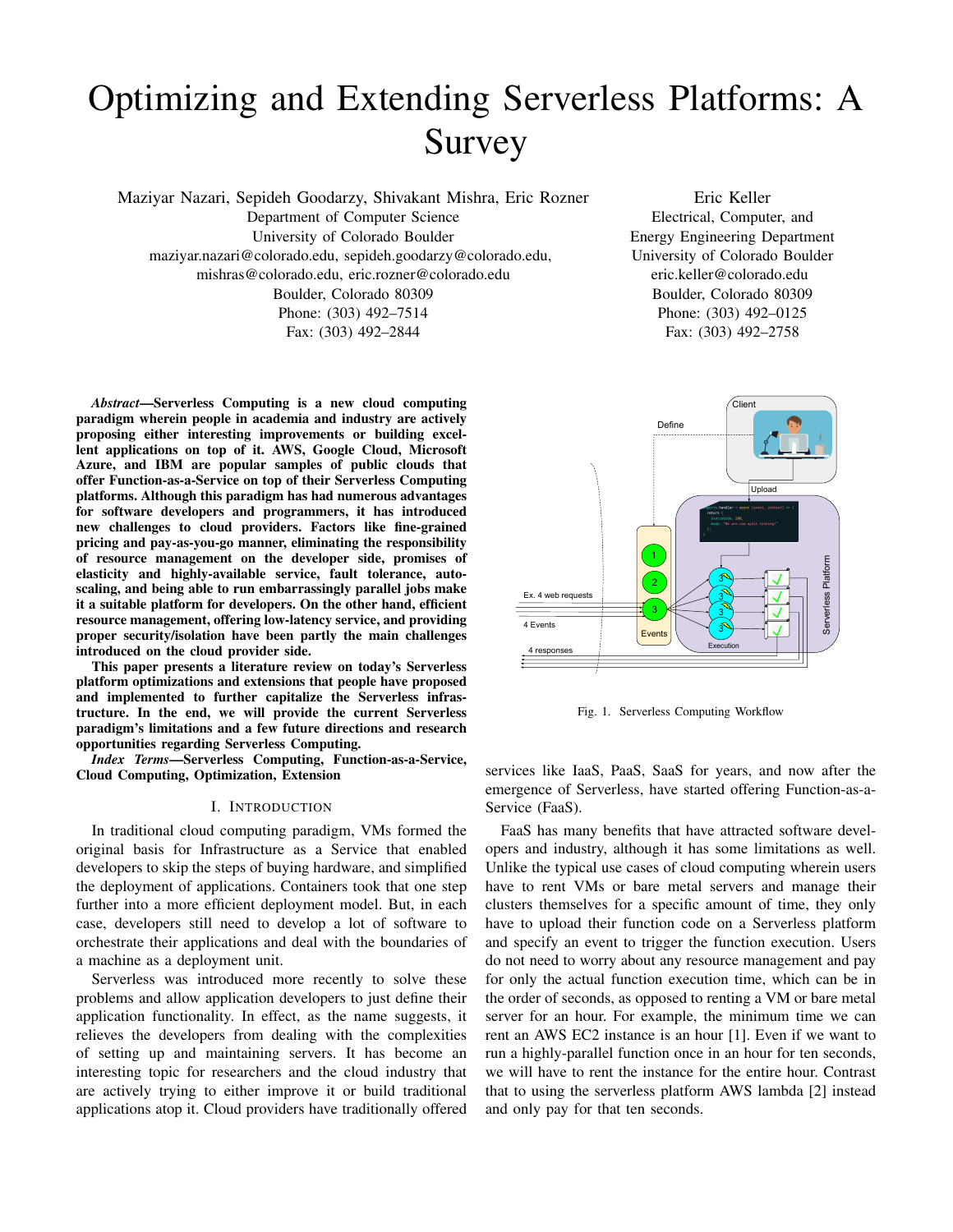# Optimizing and Extending Serverless Platforms: A Survey

Maziyar Nazari, Sepideh Goodarzy, Shivakant Mishra, Eric Rozner
Department of Computer Science
University of Colorado Boulder
maziyar.nazari@colorado.edu, sepideh.goodarzy@colorado.edu,
mishras@colorado.edu, eric.rozner@colorado.edu
Boulder, Colorado 80309
Phone: (303) 492–7514
Fax: (303) 492–2844

Eric Keller
Electrical, Computer, and
Energy Engineering Department
University of Colorado Boulder
eric.keller@colorado.edu
Boulder, Colorado 80309
Phone: (303) 492–0125
Fax: (303) 492–2758

***Abstract*—Serverless Computing is a new cloud computing paradigm wherein people in academia and industry are actively proposing either interesting improvements or building excellent applications on top of it. AWS, Google Cloud, Microsoft Azure, and IBM are popular samples of public clouds that offer Function-as-a-Service on top of their Serverless Computing platforms. Although this paradigm has had numerous advantages for software developers and programmers, it has introduced new challenges to cloud providers. Factors like fine-grained pricing and pay-as-you-go manner, eliminating the responsibility of resource management on the developer side, promises of elasticity and highly-available service, fault tolerance, auto-scaling, and being able to run embarrassingly parallel jobs make it a suitable platform for developers. On the other hand, efficient resource management, offering low-latency service, and providing proper security/isolation have been partly the main challenges introduced on the cloud provider side.**

**This paper presents a literature review on today's Serverless platform optimizations and extensions that people have proposed and implemented to further capitalize the Serverless infrastructure. In the end, we will provide the current Serverless paradigm's limitations and a few future directions and research opportunities regarding Serverless Computing.**

***Index Terms*—Serverless Computing, Function-as-a-Service, Cloud Computing, Optimization, Extension**

## I. Introduction

In traditional cloud computing paradigm, VMs formed the original basis for Infrastructure as a Service that enabled developers to skip the steps of buying hardware, and simplified the deployment of applications. Containers took that one step further into a more efficient deployment model. But, in each case, developers still need to develop a lot of software to orchestrate their applications and deal with the boundaries of a machine as a deployment unit.

Serverless was introduced more recently to solve these problems and allow application developers to just define their application functionality. In effect, as the name suggests, it relieves the developers from dealing with the complexities of setting up and maintaining servers. It has become an interesting topic for researchers and the cloud industry that are actively trying to either improve it or build traditional applications atop it. Cloud providers have traditionally offered services like IaaS, PaaS, SaaS for years, and now after the emergence of Serverless, have started offering Function-as-a-Service (FaaS).

Fig. 1. Serverless Computing Workflow

FaaS has many benefits that have attracted software developers and industry, although it has some limitations as well. Unlike the typical use cases of cloud computing wherein users have to rent VMs or bare metal servers and manage their clusters themselves for a specific amount of time, they only have to upload their function code on a Serverless platform and specify an event to trigger the function execution. Users do not need to worry about any resource management and pay for only the actual function execution time, which can be in the order of seconds, as opposed to renting a VM or bare metal server for an hour. For example, the minimum time we can rent an AWS EC2 instance is an hour [1]. Even if we want to run a highly-parallel function once in an hour for ten seconds, we will have to rent the instance for the entire hour. Contrast that to using the serverless platform AWS lambda [2] instead and only pay for that ten seconds.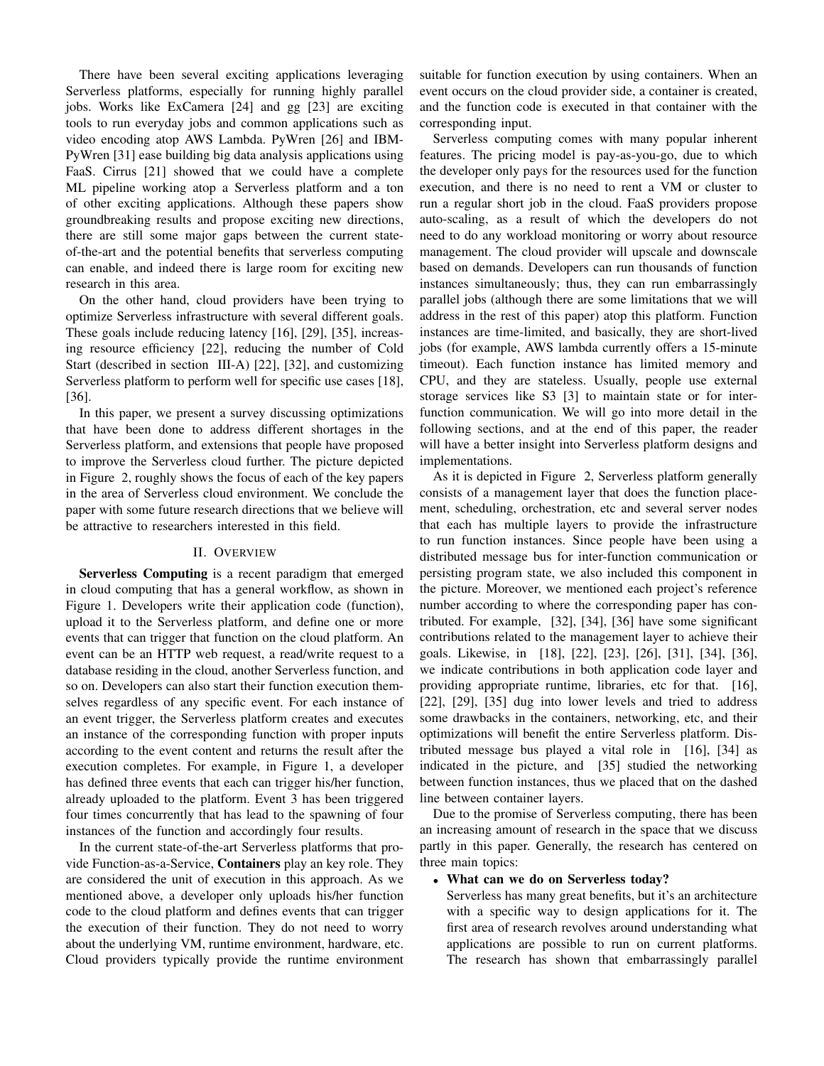There have been several exciting applications leveraging Serverless platforms, especially for running highly parallel jobs. Works like ExCamera [24] and gg [23] are exciting tools to run everyday jobs and common applications such as video encoding atop AWS Lambda. PyWren [26] and IBM-PyWren [31] ease building big data analysis applications using FaaS. Cirrus [21] showed that we could have a complete ML pipeline working atop a Serverless platform and a ton of other exciting applications. Although these papers show groundbreaking results and propose exciting new directions, there are still some major gaps between the current state-of-the-art and the potential benefits that serverless computing can enable, and indeed there is large room for exciting new research in this area.

On the other hand, cloud providers have been trying to optimize Serverless infrastructure with several different goals. These goals include reducing latency [16], [29], [35], increasing resource efficiency [22], reducing the number of Cold Start (described in section III-A) [22], [32], and customizing Serverless platform to perform well for specific use cases [18], [36].

In this paper, we present a survey discussing optimizations that have been done to address different shortages in the Serverless platform, and extensions that people have proposed to improve the Serverless cloud further. The picture depicted in Figure 2, roughly shows the focus of each of the key papers in the area of Serverless cloud environment. We conclude the paper with some future research directions that we believe will be attractive to researchers interested in this field.

## II. Overview

**Serverless Computing** is a recent paradigm that emerged in cloud computing that has a general workflow, as shown in Figure 1. Developers write their application code (function), upload it to the Serverless platform, and define one or more events that can trigger that function on the cloud platform. An event can be an HTTP web request, a read/write request to a database residing in the cloud, another Serverless function, and so on. Developers can also start their function execution themselves regardless of any specific event. For each instance of an event trigger, the Serverless platform creates and executes an instance of the corresponding function with proper inputs according to the event content and returns the result after the execution completes. For example, in Figure 1, a developer has defined three events that each can trigger his/her function, already uploaded to the platform. Event 3 has been triggered four times concurrently that has lead to the spawning of four instances of the function and accordingly four results.

In the current state-of-the-art Serverless platforms that provide Function-as-a-Service, **Containers** play an key role. They are considered the unit of execution in this approach. As we mentioned above, a developer only uploads his/her function code to the cloud platform and defines events that can trigger the execution of their function. They do not need to worry about the underlying VM, runtime environment, hardware, etc. Cloud providers typically provide the runtime environment suitable for function execution by using containers. When an event occurs on the cloud provider side, a container is created, and the function code is executed in that container with the corresponding input.

Serverless computing comes with many popular inherent features. The pricing model is pay-as-you-go, due to which the developer only pays for the resources used for the function execution, and there is no need to rent a VM or cluster to run a regular short job in the cloud. FaaS providers propose auto-scaling, as a result of which the developers do not need to do any workload monitoring or worry about resource management. The cloud provider will upscale and downscale based on demands. Developers can run thousands of function instances simultaneously; thus, they can run embarrassingly parallel jobs (although there are some limitations that we will address in the rest of this paper) atop this platform. Function instances are time-limited, and basically, they are short-lived jobs (for example, AWS lambda currently offers a 15-minute timeout). Each function instance has limited memory and CPU, and they are stateless. Usually, people use external storage services like S3 [3] to maintain state or for inter-function communication. We will go into more detail in the following sections, and at the end of this paper, the reader will have a better insight into Serverless platform designs and implementations.

As it is depicted in Figure 2, Serverless platform generally consists of a management layer that does the function placement, scheduling, orchestration, etc and several server nodes that each has multiple layers to provide the infrastructure to run function instances. Since people have been using a distributed message bus for inter-function communication or persisting program state, we also included this component in the picture. Moreover, we mentioned each project's reference number according to where the corresponding paper has contributed. For example, [32], [34], [36] have some significant contributions related to the management layer to achieve their goals. Likewise, in [18], [22], [23], [26], [31], [34], [36], we indicate contributions in both application code layer and providing appropriate runtime, libraries, etc for that. [16], [22], [29], [35] dug into lower levels and tried to address some drawbacks in the containers, networking, etc, and their optimizations will benefit the entire Serverless platform. Distributed message bus played a vital role in [16], [34] as indicated in the picture, and [35] studied the networking between function instances, thus we placed that on the dashed line between container layers.

Due to the promise of Serverless computing, there has been an increasing amount of research in the space that we discuss partly in this paper. Generally, the research has centered on three main topics:

- **What can we do on Serverless today?**
  Serverless has many great benefits, but it's an architecture with a specific way to design applications for it. The first area of research revolves around understanding what applications are possible to run on current platforms. The research has shown that embarrassingly parallel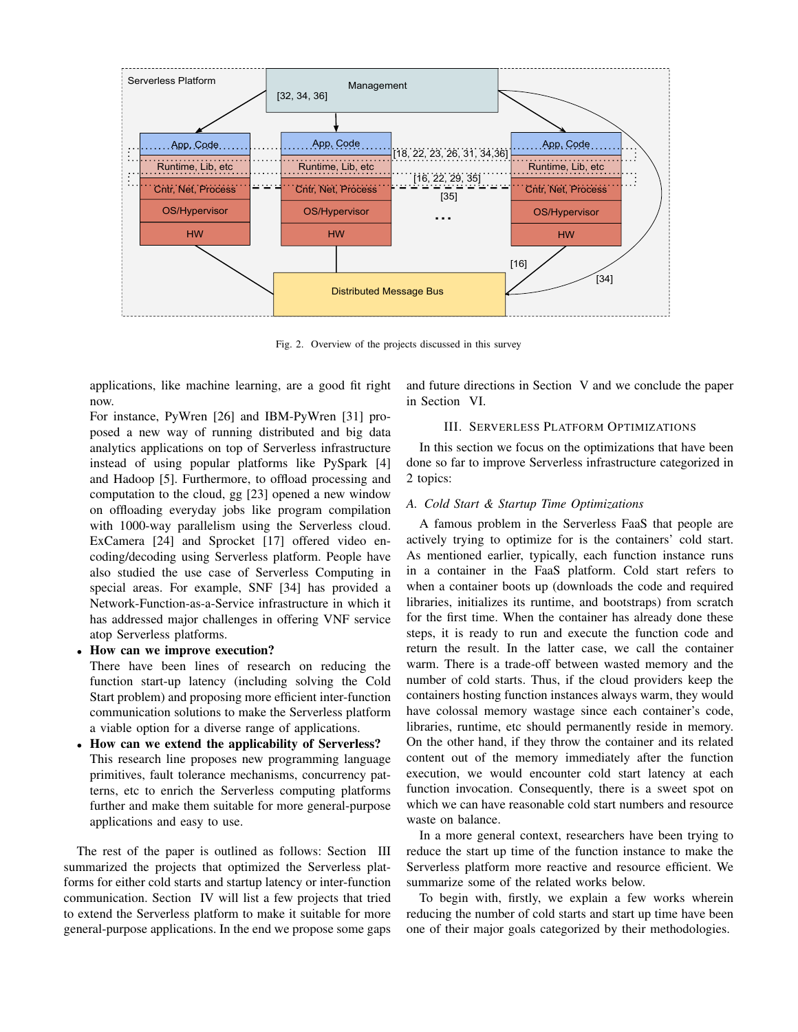Fig. 2. Overview of the projects discussed in this survey

applications, like machine learning, are a good fit right now.

For instance, PyWren [26] and IBM-PyWren [31] proposed a new way of running distributed and big data analytics applications on top of Serverless infrastructure instead of using popular platforms like PySpark [4] and Hadoop [5]. Furthermore, to offload processing and computation to the cloud, gg [23] opened a new window on offloading everyday jobs like program compilation with 1000-way parallelism using the Serverless cloud. ExCamera [24] and Sprocket [17] offered video encoding/decoding using Serverless platform. People have also studied the use case of Serverless Computing in special areas. For example, SNF [34] has provided a Network-Function-as-a-Service infrastructure in which it has addressed major challenges in offering VNF service atop Serverless platforms.

- **How can we improve execution?**
  There have been lines of research on reducing the function start-up latency (including solving the Cold Start problem) and proposing more efficient inter-function communication solutions to make the Serverless platform a viable option for a diverse range of applications.
- **How can we extend the applicability of Serverless?**
  This research line proposes new programming language primitives, fault tolerance mechanisms, concurrency patterns, etc to enrich the Serverless computing platforms further and make them suitable for more general-purpose applications and easy to use.

The rest of the paper is outlined as follows: Section III summarized the projects that optimized the Serverless platforms for either cold starts and startup latency or inter-function communication. Section IV will list a few projects that tried to extend the Serverless platform to make it suitable for more general-purpose applications. In the end we propose some gaps and future directions in Section V and we conclude the paper in Section VI.

## III. Serverless Platform Optimizations

In this section we focus on the optimizations that have been done so far to improve Serverless infrastructure categorized in 2 topics:

### A. *Cold Start & Startup Time Optimizations*

A famous problem in the Serverless FaaS that people are actively trying to optimize for is the containers' cold start. As mentioned earlier, typically, each function instance runs in a container in the FaaS platform. Cold start refers to when a container boots up (downloads the code and required libraries, initializes its runtime, and bootstraps) from scratch for the first time. When the container has already done these steps, it is ready to run and execute the function code and return the result. In the latter case, we call the container warm. There is a trade-off between wasted memory and the number of cold starts. Thus, if the cloud providers keep the containers hosting function instances always warm, they would have colossal memory wastage since each container's code, libraries, runtime, etc should permanently reside in memory. On the other hand, if they throw the container and its related content out of the memory immediately after the function execution, we would encounter cold start latency at each function invocation. Consequently, there is a sweet spot on which we can have reasonable cold start numbers and resource waste on balance.

In a more general context, researchers have been trying to reduce the start up time of the function instance to make the Serverless platform more reactive and resource efficient. We summarize some of the related works below.

To begin with, firstly, we explain a few works wherein reducing the number of cold starts and start up time have been one of their major goals categorized by their methodologies.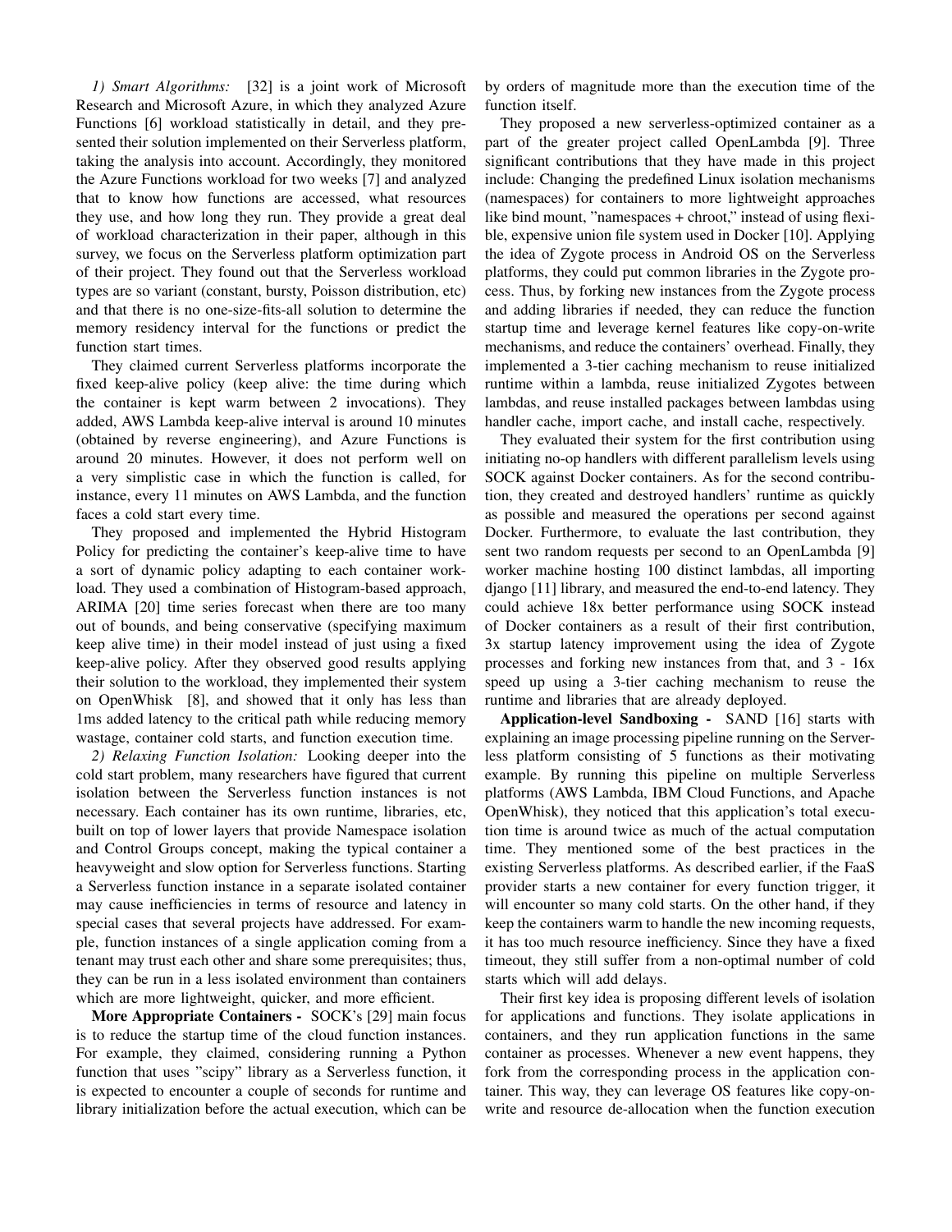*1) Smart Algorithms:* [32] is a joint work of Microsoft Research and Microsoft Azure, in which they analyzed Azure Functions [6] workload statistically in detail, and they presented their solution implemented on their Serverless platform, taking the analysis into account. Accordingly, they monitored the Azure Functions workload for two weeks [7] and analyzed that to know how functions are accessed, what resources they use, and how long they run. They provide a great deal of workload characterization in their paper, although in this survey, we focus on the Serverless platform optimization part of their project. They found out that the Serverless workload types are so variant (constant, bursty, Poisson distribution, etc) and that there is no one-size-fits-all solution to determine the memory residency interval for the functions or predict the function start times.

They claimed current Serverless platforms incorporate the fixed keep-alive policy (keep alive: the time during which the container is kept warm between 2 invocations). They added, AWS Lambda keep-alive interval is around 10 minutes (obtained by reverse engineering), and Azure Functions is around 20 minutes. However, it does not perform well on a very simplistic case in which the function is called, for instance, every 11 minutes on AWS Lambda, and the function faces a cold start every time.

They proposed and implemented the Hybrid Histogram Policy for predicting the container's keep-alive time to have a sort of dynamic policy adapting to each container workload. They used a combination of Histogram-based approach, ARIMA [20] time series forecast when there are too many out of bounds, and being conservative (specifying maximum keep alive time) in their model instead of just using a fixed keep-alive policy. After they observed good results applying their solution to the workload, they implemented their system on OpenWhisk [8], and showed that it only has less than 1ms added latency to the critical path while reducing memory wastage, container cold starts, and function execution time.

*2) Relaxing Function Isolation:* Looking deeper into the cold start problem, many researchers have figured that current isolation between the Serverless function instances is not necessary. Each container has its own runtime, libraries, etc, built on top of lower layers that provide Namespace isolation and Control Groups concept, making the typical container a heavyweight and slow option for Serverless functions. Starting a Serverless function instance in a separate isolated container may cause inefficiencies in terms of resource and latency in special cases that several projects have addressed. For example, function instances of a single application coming from a tenant may trust each other and share some prerequisites; thus, they can be run in a less isolated environment than containers which are more lightweight, quicker, and more efficient.

**More Appropriate Containers -** SOCK's [29] main focus is to reduce the startup time of the cloud function instances. For example, they claimed, considering running a Python function that uses "scipy" library as a Serverless function, it is expected to encounter a couple of seconds for runtime and library initialization before the actual execution, which can be by orders of magnitude more than the execution time of the function itself.

They proposed a new serverless-optimized container as a part of the greater project called OpenLambda [9]. Three significant contributions that they have made in this project include: Changing the predefined Linux isolation mechanisms (namespaces) for containers to more lightweight approaches like bind mount, "namespaces + chroot," instead of using flexible, expensive union file system used in Docker [10]. Applying the idea of Zygote process in Android OS on the Serverless platforms, they could put common libraries in the Zygote process. Thus, by forking new instances from the Zygote process and adding libraries if needed, they can reduce the function startup time and leverage kernel features like copy-on-write mechanisms, and reduce the containers' overhead. Finally, they implemented a 3-tier caching mechanism to reuse initialized runtime within a lambda, reuse initialized Zygotes between lambdas, and reuse installed packages between lambdas using handler cache, import cache, and install cache, respectively.

They evaluated their system for the first contribution using initiating no-op handlers with different parallelism levels using SOCK against Docker containers. As for the second contribution, they created and destroyed handlers' runtime as quickly as possible and measured the operations per second against Docker. Furthermore, to evaluate the last contribution, they sent two random requests per second to an OpenLambda [9] worker machine hosting 100 distinct lambdas, all importing django [11] library, and measured the end-to-end latency. They could achieve 18x better performance using SOCK instead of Docker containers as a result of their first contribution, 3x startup latency improvement using the idea of Zygote processes and forking new instances from that, and 3 - 16x speed up using a 3-tier caching mechanism to reuse the runtime and libraries that are already deployed.

**Application-level Sandboxing -** SAND [16] starts with explaining an image processing pipeline running on the Serverless platform consisting of 5 functions as their motivating example. By running this pipeline on multiple Serverless platforms (AWS Lambda, IBM Cloud Functions, and Apache OpenWhisk), they noticed that this application's total execution time is around twice as much of the actual computation time. They mentioned some of the best practices in the existing Serverless platforms. As described earlier, if the FaaS provider starts a new container for every function trigger, it will encounter so many cold starts. On the other hand, if they keep the containers warm to handle the new incoming requests, it has too much resource inefficiency. Since they have a fixed timeout, they still suffer from a non-optimal number of cold starts which will add delays.

Their first key idea is proposing different levels of isolation for applications and functions. They isolate applications in containers, and they run application functions in the same container as processes. Whenever a new event happens, they fork from the corresponding process in the application container. This way, they can leverage OS features like copy-on-write and resource de-allocation when the function execution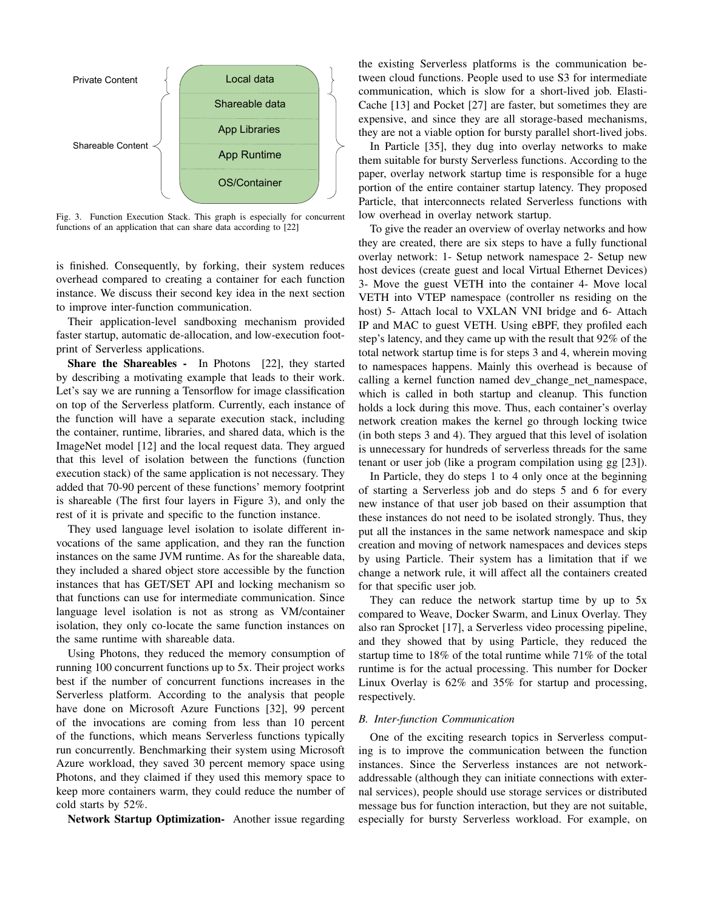Fig. 3. Function Execution Stack. This graph is especially for concurrent functions of an application that can share data according to [22]

is finished. Consequently, by forking, their system reduces overhead compared to creating a container for each function instance. We discuss their second key idea in the next section to improve inter-function communication.

Their application-level sandboxing mechanism provided faster startup, automatic de-allocation, and low-execution footprint of Serverless applications.

**Share the Shareables -** In Photons [22], they started by describing a motivating example that leads to their work. Let's say we are running a Tensorflow for image classification on top of the Serverless platform. Currently, each instance of the function will have a separate execution stack, including the container, runtime, libraries, and shared data, which is the ImageNet model [12] and the local request data. They argued that this level of isolation between the functions (function execution stack) of the same application is not necessary. They added that 70-90 percent of these functions' memory footprint is shareable (The first four layers in Figure 3), and only the rest of it is private and specific to the function instance.

They used language level isolation to isolate different invocations of the same application, and they ran the function instances on the same JVM runtime. As for the shareable data, they included a shared object store accessible by the function instances that has GET/SET API and locking mechanism so that functions can use for intermediate communication. Since language level isolation is not as strong as VM/container isolation, they only co-locate the same function instances on the same runtime with shareable data.

Using Photons, they reduced the memory consumption of running 100 concurrent functions up to 5x. Their project works best if the number of concurrent functions increases in the Serverless platform. According to the analysis that people have done on Microsoft Azure Functions [32], 99 percent of the invocations are coming from less than 10 percent of the functions, which means Serverless functions typically run concurrently. Benchmarking their system using Microsoft Azure workload, they saved 30 percent memory space using Photons, and they claimed if they used this memory space to keep more containers warm, they could reduce the number of cold starts by 52%.

**Network Startup Optimization-** Another issue regarding the existing Serverless platforms is the communication between cloud functions. People used to use S3 for intermediate communication, which is slow for a short-lived job. ElastiCache [13] and Pocket [27] are faster, but sometimes they are expensive, and since they are all storage-based mechanisms, they are not a viable option for bursty parallel short-lived jobs.

In Particle [35], they dug into overlay networks to make them suitable for bursty Serverless functions. According to the paper, overlay network startup time is responsible for a huge portion of the entire container startup latency. They proposed Particle, that interconnects related Serverless functions with low overhead in overlay network startup.

To give the reader an overview of overlay networks and how they are created, there are six steps to have a fully functional overlay network: 1- Setup network namespace 2- Setup new host devices (create guest and local Virtual Ethernet Devices) 3- Move the guest VETH into the container 4- Move local VETH into VTEP namespace (controller ns residing on the host) 5- Attach local to VXLAN VNI bridge and 6- Attach IP and MAC to guest VETH. Using eBPF, they profiled each step's latency, and they came up with the result that 92% of the total network startup time is for steps 3 and 4, wherein moving to namespaces happens. Mainly this overhead is because of calling a kernel function named dev_change_net_namespace, which is called in both startup and cleanup. This function holds a lock during this move. Thus, each container's overlay network creation makes the kernel go through locking twice (in both steps 3 and 4). They argued that this level of isolation is unnecessary for hundreds of serverless threads for the same tenant or user job (like a program compilation using gg [23]).

In Particle, they do steps 1 to 4 only once at the beginning of starting a Serverless job and do steps 5 and 6 for every new instance of that user job based on their assumption that these instances do not need to be isolated strongly. Thus, they put all the instances in the same network namespace and skip creation and moving of network namespaces and devices steps by using Particle. Their system has a limitation that if we change a network rule, it will affect all the containers created for that specific user job.

They can reduce the network startup time by up to 5x compared to Weave, Docker Swarm, and Linux Overlay. They also ran Sprocket [17], a Serverless video processing pipeline, and they showed that by using Particle, they reduced the startup time to 18% of the total runtime while 71% of the total runtime is for the actual processing. This number for Docker Linux Overlay is 62% and 35% for startup and processing, respectively.

### *B. Inter-function Communication*

One of the exciting research topics in Serverless computing is to improve the communication between the function instances. Since the Serverless instances are not network-addressable (although they can initiate connections with external services), people should use storage services or distributed message bus for function interaction, but they are not suitable, especially for bursty Serverless workload. For example, on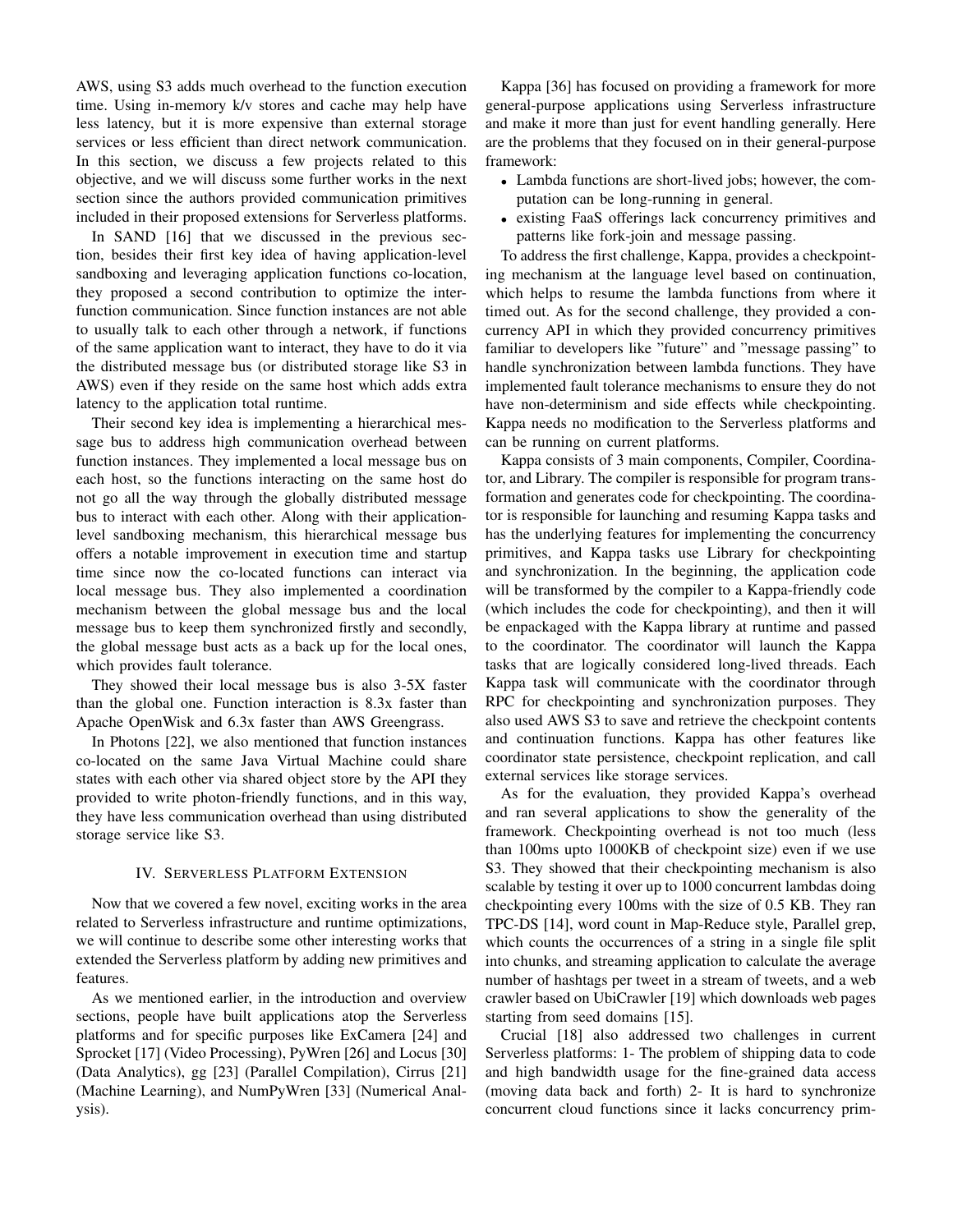AWS, using S3 adds much overhead to the function execution time. Using in-memory k/v stores and cache may help have less latency, but it is more expensive than external storage services or less efficient than direct network communication. In this section, we discuss a few projects related to this objective, and we will discuss some further works in the next section since the authors provided communication primitives included in their proposed extensions for Serverless platforms.

In SAND [16] that we discussed in the previous section, besides their first key idea of having application-level sandboxing and leveraging application functions co-location, they proposed a second contribution to optimize the inter-function communication. Since function instances are not able to usually talk to each other through a network, if functions of the same application want to interact, they have to do it via the distributed message bus (or distributed storage like S3 in AWS) even if they reside on the same host which adds extra latency to the application total runtime.

Their second key idea is implementing a hierarchical message bus to address high communication overhead between function instances. They implemented a local message bus on each host, so the functions interacting on the same host do not go all the way through the globally distributed message bus to interact with each other. Along with their application-level sandboxing mechanism, this hierarchical message bus offers a notable improvement in execution time and startup time since now the co-located functions can interact via local message bus. They also implemented a coordination mechanism between the global message bus and the local message bus to keep them synchronized firstly and secondly, the global message bust acts as a back up for the local ones, which provides fault tolerance.

They showed their local message bus is also 3-5X faster than the global one. Function interaction is 8.3x faster than Apache OpenWisk and 6.3x faster than AWS Greengrass.

In Photons [22], we also mentioned that function instances co-located on the same Java Virtual Machine could share states with each other via shared object store by the API they provided to write photon-friendly functions, and in this way, they have less communication overhead than using distributed storage service like S3.

## IV. Serverless Platform Extension

Now that we covered a few novel, exciting works in the area related to Serverless infrastructure and runtime optimizations, we will continue to describe some other interesting works that extended the Serverless platform by adding new primitives and features.

As we mentioned earlier, in the introduction and overview sections, people have built applications atop the Serverless platforms and for specific purposes like ExCamera [24] and Sprocket [17] (Video Processing), PyWren [26] and Locus [30] (Data Analytics), gg [23] (Parallel Compilation), Cirrus [21] (Machine Learning), and NumPyWren [33] (Numerical Analysis).

Kappa [36] has focused on providing a framework for more general-purpose applications using Serverless infrastructure and make it more than just for event handling generally. Here are the problems that they focused on in their general-purpose framework:

- Lambda functions are short-lived jobs; however, the computation can be long-running in general.
- existing FaaS offerings lack concurrency primitives and patterns like fork-join and message passing.

To address the first challenge, Kappa, provides a checkpointing mechanism at the language level based on continuation, which helps to resume the lambda functions from where it timed out. As for the second challenge, they provided a concurrency API in which they provided concurrency primitives familiar to developers like "future" and "message passing" to handle synchronization between lambda functions. They have implemented fault tolerance mechanisms to ensure they do not have non-determinism and side effects while checkpointing. Kappa needs no modification to the Serverless platforms and can be running on current platforms.

Kappa consists of 3 main components, Compiler, Coordinator, and Library. The compiler is responsible for program transformation and generates code for checkpointing. The coordinator is responsible for launching and resuming Kappa tasks and has the underlying features for implementing the concurrency primitives, and Kappa tasks use Library for checkpointing and synchronization. In the beginning, the application code will be transformed by the compiler to a Kappa-friendly code (which includes the code for checkpointing), and then it will be enpackaged with the Kappa library at runtime and passed to the coordinator. The coordinator will launch the Kappa tasks that are logically considered long-lived threads. Each Kappa task will communicate with the coordinator through RPC for checkpointing and synchronization purposes. They also used AWS S3 to save and retrieve the checkpoint contents and continuation functions. Kappa has other features like coordinator state persistence, checkpoint replication, and call external services like storage services.

As for the evaluation, they provided Kappa's overhead and ran several applications to show the generality of the framework. Checkpointing overhead is not too much (less than 100ms upto 1000KB of checkpoint size) even if we use S3. They showed that their checkpointing mechanism is also scalable by testing it over up to 1000 concurrent lambdas doing checkpointing every 100ms with the size of 0.5 KB. They ran TPC-DS [14], word count in Map-Reduce style, Parallel grep, which counts the occurrences of a string in a single file split into chunks, and streaming application to calculate the average number of hashtags per tweet in a stream of tweets, and a web crawler based on UbiCrawler [19] which downloads web pages starting from seed domains [15].

Crucial [18] also addressed two challenges in current Serverless platforms: 1- The problem of shipping data to code and high bandwidth usage for the fine-grained data access (moving data back and forth) 2- It is hard to synchronize concurrent cloud functions since it lacks concurrency prim-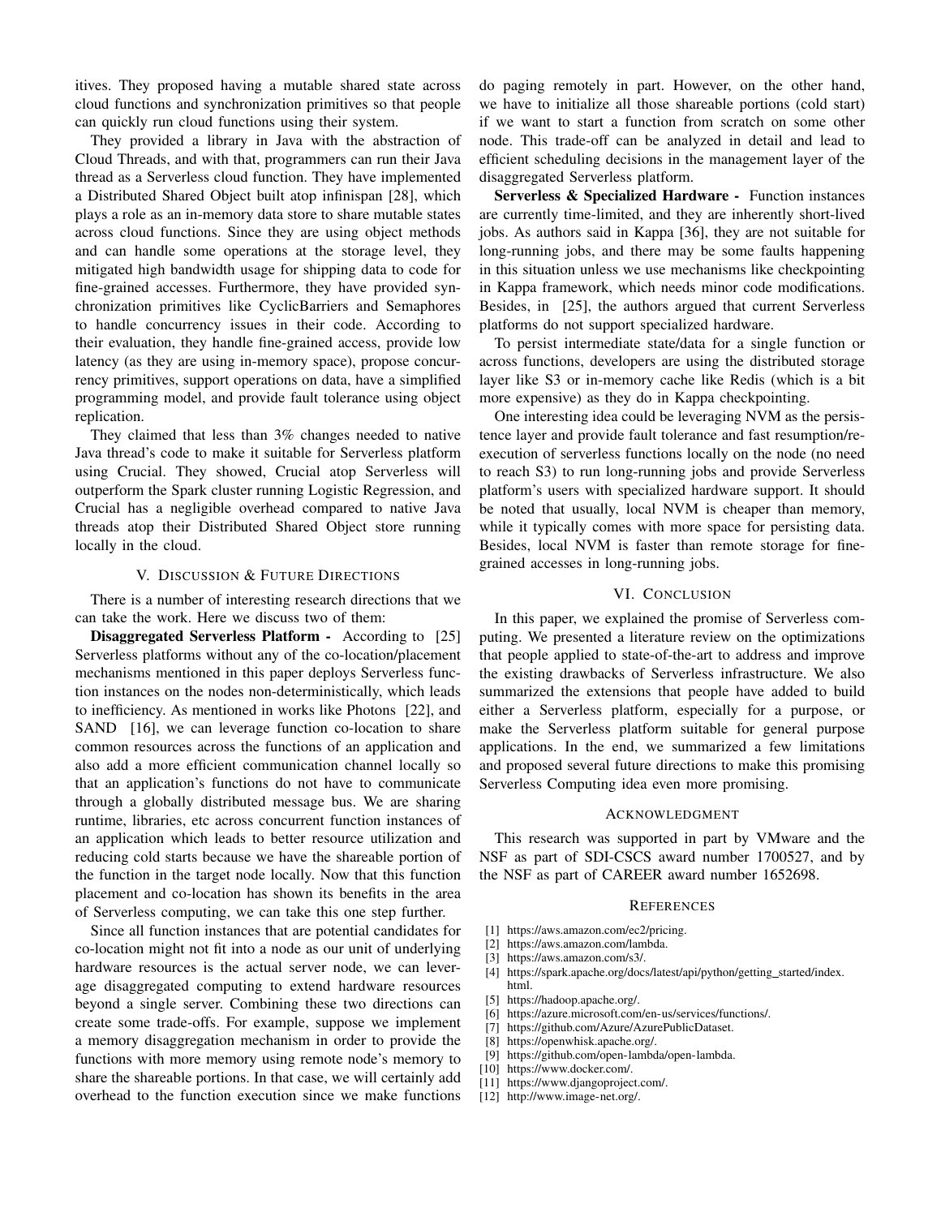itives. They proposed having a mutable shared state across cloud functions and synchronization primitives so that people can quickly run cloud functions using their system.

They provided a library in Java with the abstraction of Cloud Threads, and with that, programmers can run their Java thread as a Serverless cloud function. They have implemented a Distributed Shared Object built atop infinispan [28], which plays a role as an in-memory data store to share mutable states across cloud functions. Since they are using object methods and can handle some operations at the storage level, they mitigated high bandwidth usage for shipping data to code for fine-grained accesses. Furthermore, they have provided synchronization primitives like CyclicBarriers and Semaphores to handle concurrency issues in their code. According to their evaluation, they handle fine-grained access, provide low latency (as they are using in-memory space), propose concurrency primitives, support operations on data, have a simplified programming model, and provide fault tolerance using object replication.

They claimed that less than 3% changes needed to native Java thread's code to make it suitable for Serverless platform using Crucial. They showed, Crucial atop Serverless will outperform the Spark cluster running Logistic Regression, and Crucial has a negligible overhead compared to native Java threads atop their Distributed Shared Object store running locally in the cloud.

## V. Discussion & Future Directions

There is a number of interesting research directions that we can take the work. Here we discuss two of them:

**Disaggregated Serverless Platform -** According to [25] Serverless platforms without any of the co-location/placement mechanisms mentioned in this paper deploys Serverless function instances on the nodes non-deterministically, which leads to inefficiency. As mentioned in works like Photons [22], and SAND [16], we can leverage function co-location to share common resources across the functions of an application and also add a more efficient communication channel locally so that an application's functions do not have to communicate through a globally distributed message bus. We are sharing runtime, libraries, etc across concurrent function instances of an application which leads to better resource utilization and reducing cold starts because we have the shareable portion of the function in the target node locally. Now that this function placement and co-location has shown its benefits in the area of Serverless computing, we can take this one step further.

Since all function instances that are potential candidates for co-location might not fit into a node as our unit of underlying hardware resources is the actual server node, we can leverage disaggregated computing to extend hardware resources beyond a single server. Combining these two directions can create some trade-offs. For example, suppose we implement a memory disaggregation mechanism in order to provide the functions with more memory using remote node's memory to share the shareable portions. In that case, we will certainly add overhead to the function execution since we make functions do paging remotely in part. However, on the other hand, we have to initialize all those shareable portions (cold start) if we want to start a function from scratch on some other node. This trade-off can be analyzed in detail and lead to efficient scheduling decisions in the management layer of the disaggregated Serverless platform.

**Serverless & Specialized Hardware -** Function instances are currently time-limited, and they are inherently short-lived jobs. As authors said in Kappa [36], they are not suitable for long-running jobs, and there may be some faults happening in this situation unless we use mechanisms like checkpointing in Kappa framework, which needs minor code modifications. Besides, in [25], the authors argued that current Serverless platforms do not support specialized hardware.

To persist intermediate state/data for a single function or across functions, developers are using the distributed storage layer like S3 or in-memory cache like Redis (which is a bit more expensive) as they do in Kappa checkpointing.

One interesting idea could be leveraging NVM as the persistence layer and provide fault tolerance and fast resumption/re-execution of serverless functions locally on the node (no need to reach S3) to run long-running jobs and provide Serverless platform's users with specialized hardware support. It should be noted that usually, local NVM is cheaper than memory, while it typically comes with more space for persisting data. Besides, local NVM is faster than remote storage for fine-grained accesses in long-running jobs.

## VI. Conclusion

In this paper, we explained the promise of Serverless computing. We presented a literature review on the optimizations that people applied to state-of-the-art to address and improve the existing drawbacks of Serverless infrastructure. We also summarized the extensions that people have added to build either a Serverless platform, especially for a purpose, or make the Serverless platform suitable for general purpose applications. In the end, we summarized a few limitations and proposed several future directions to make this promising Serverless Computing idea even more promising.

## Acknowledgment

This research was supported in part by VMware and the NSF as part of SDI-CSCS award number 1700527, and by the NSF as part of CAREER award number 1652698.

## References

[1] https://aws.amazon.com/ec2/pricing.
[2] https://aws.amazon.com/lambda.
[3] https://aws.amazon.com/s3/.
[4] https://spark.apache.org/docs/latest/api/python/getting_started/index.html.
[5] https://hadoop.apache.org/.
[6] https://azure.microsoft.com/en-us/services/functions/.
[7] https://github.com/Azure/AzurePublicDataset.
[8] https://openwhisk.apache.org/.
[9] https://github.com/open-lambda/open-lambda.
[10] https://www.docker.com/.
[11] https://www.djangoproject.com/.
[12] http://www.image-net.org/.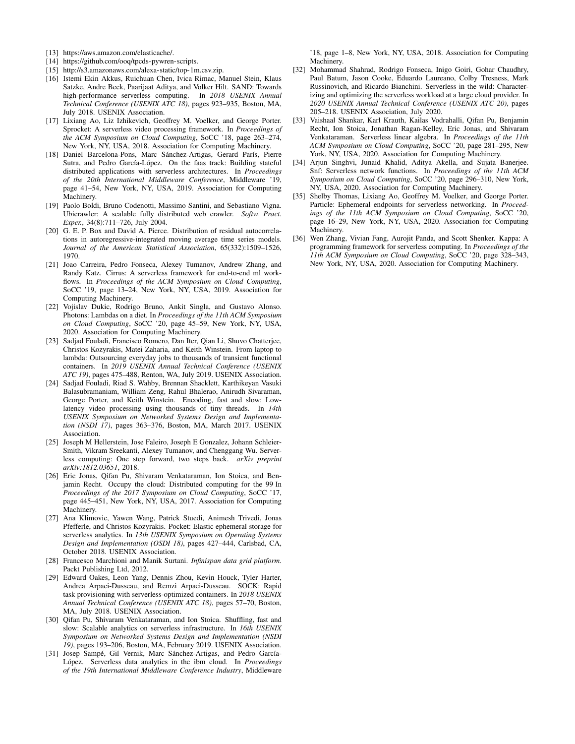[13] https://aws.amazon.com/elasticache/.

[14] https://github.com/ooq/tpcds-pywren-scripts.

[15] http://s3.amazonaws.com/alexa-static/top-1m.csv.zip.

[16] Istemi Ekin Akkus, Ruichuan Chen, Ivica Rimac, Manuel Stein, Klaus Satzke, Andre Beck, Paarijaat Aditya, and Volker Hilt. SAND: Towards high-performance serverless computing. In *2018 USENIX Annual Technical Conference (USENIX ATC 18)*, pages 923–935, Boston, MA, July 2018. USENIX Association.

[17] Lixiang Ao, Liz Izhikevich, Geoffrey M. Voelker, and George Porter. Sprocket: A serverless video processing framework. In *Proceedings of the ACM Symposium on Cloud Computing*, SoCC '18, page 263–274, New York, NY, USA, 2018. Association for Computing Machinery.

[18] Daniel Barcelona-Pons, Marc Sánchez-Artigas, Gerard París, Pierre Sutra, and Pedro García-López. On the faas track: Building stateful distributed applications with serverless architectures. In *Proceedings of the 20th International Middleware Conference*, Middleware '19, page 41–54, New York, NY, USA, 2019. Association for Computing Machinery.

[19] Paolo Boldi, Bruno Codenotti, Massimo Santini, and Sebastiano Vigna. Ubicrawler: A scalable fully distributed web crawler. *Softw. Pract. Exper.*, 34(8):711–726, July 2004.

[20] G. E. P. Box and David A. Pierce. Distribution of residual autocorrelations in autoregressive-integrated moving average time series models. *Journal of the American Statistical Association*, 65(332):1509–1526, 1970.

[21] Joao Carreira, Pedro Fonseca, Alexey Tumanov, Andrew Zhang, and Randy Katz. Cirrus: A serverless framework for end-to-end ml workflows. In *Proceedings of the ACM Symposium on Cloud Computing*, SoCC '19, page 13–24, New York, NY, USA, 2019. Association for Computing Machinery.

[22] Vojislav Dukic, Rodrigo Bruno, Ankit Singla, and Gustavo Alonso. Photons: Lambdas on a diet. In *Proceedings of the 11th ACM Symposium on Cloud Computing*, SoCC '20, page 45–59, New York, NY, USA, 2020. Association for Computing Machinery.

[23] Sadjad Fouladi, Francisco Romero, Dan Iter, Qian Li, Shuvo Chatterjee, Christos Kozyrakis, Matei Zaharia, and Keith Winstein. From laptop to lambda: Outsourcing everyday jobs to thousands of transient functional containers. In *2019 USENIX Annual Technical Conference (USENIX ATC 19)*, pages 475–488, Renton, WA, July 2019. USENIX Association.

[24] Sadjad Fouladi, Riad S. Wahby, Brennan Shacklett, Karthikeyan Vasuki Balasubramaniam, William Zeng, Rahul Bhalerao, Anirudh Sivaraman, George Porter, and Keith Winstein. Encoding, fast and slow: Low-latency video processing using thousands of tiny threads. In *14th USENIX Symposium on Networked Systems Design and Implementation (NSDI 17)*, pages 363–376, Boston, MA, March 2017. USENIX Association.

[25] Joseph M Hellerstein, Jose Faleiro, Joseph E Gonzalez, Johann Schleier-Smith, Vikram Sreekanti, Alexey Tumanov, and Chenggang Wu. Serverless computing: One step forward, two steps back. *arXiv preprint arXiv:1812.03651*, 2018.

[26] Eric Jonas, Qifan Pu, Shivaram Venkataraman, Ion Stoica, and Benjamin Recht. Occupy the cloud: Distributed computing for the 99 In *Proceedings of the 2017 Symposium on Cloud Computing*, SoCC '17, page 445–451, New York, NY, USA, 2017. Association for Computing Machinery.

[27] Ana Klimovic, Yawen Wang, Patrick Stuedi, Animesh Trivedi, Jonas Pfefferle, and Christos Kozyrakis. Pocket: Elastic ephemeral storage for serverless analytics. In *13th USENIX Symposium on Operating Systems Design and Implementation (OSDI 18)*, pages 427–444, Carlsbad, CA, October 2018. USENIX Association.

[28] Francesco Marchioni and Manik Surtani. *Infinispan data grid platform*. Packt Publishing Ltd, 2012.

[29] Edward Oakes, Leon Yang, Dennis Zhou, Kevin Houck, Tyler Harter, Andrea Arpaci-Dusseau, and Remzi Arpaci-Dusseau. SOCK: Rapid task provisioning with serverless-optimized containers. In *2018 USENIX Annual Technical Conference (USENIX ATC 18)*, pages 57–70, Boston, MA, July 2018. USENIX Association.

[30] Qifan Pu, Shivaram Venkataraman, and Ion Stoica. Shuffling, fast and slow: Scalable analytics on serverless infrastructure. In *16th USENIX Symposium on Networked Systems Design and Implementation (NSDI 19)*, pages 193–206, Boston, MA, February 2019. USENIX Association.

[31] Josep Sampé, Gil Vernik, Marc Sánchez-Artigas, and Pedro García-López. Serverless data analytics in the ibm cloud. In *Proceedings of the 19th International Middleware Conference Industry*, Middleware '18, page 1–8, New York, NY, USA, 2018. Association for Computing Machinery.

[32] Mohammad Shahrad, Rodrigo Fonseca, Inigo Goiri, Gohar Chaudhry, Paul Batum, Jason Cooke, Eduardo Laureano, Colby Tresness, Mark Russinovich, and Ricardo Bianchini. Serverless in the wild: Characterizing and optimizing the serverless workload at a large cloud provider. In *2020 USENIX Annual Technical Conference (USENIX ATC 20)*, pages 205–218. USENIX Association, July 2020.

[33] Vaishaal Shankar, Karl Krauth, Kailas Vodrahalli, Qifan Pu, Benjamin Recht, Ion Stoica, Jonathan Ragan-Kelley, Eric Jonas, and Shivaram Venkataraman. Serverless linear algebra. In *Proceedings of the 11th ACM Symposium on Cloud Computing*, SoCC '20, page 281–295, New York, NY, USA, 2020. Association for Computing Machinery.

[34] Arjun Singhvi, Junaid Khalid, Aditya Akella, and Sujata Banerjee. Snf: Serverless network functions. In *Proceedings of the 11th ACM Symposium on Cloud Computing*, SoCC '20, page 296–310, New York, NY, USA, 2020. Association for Computing Machinery.

[35] Shelby Thomas, Lixiang Ao, Geoffrey M. Voelker, and George Porter. Particle: Ephemeral endpoints for serverless networking. In *Proceedings of the 11th ACM Symposium on Cloud Computing*, SoCC '20, page 16–29, New York, NY, USA, 2020. Association for Computing Machinery.

[36] Wen Zhang, Vivian Fang, Aurojit Panda, and Scott Shenker. Kappa: A programming framework for serverless computing. In *Proceedings of the 11th ACM Symposium on Cloud Computing*, SoCC '20, page 328–343, New York, NY, USA, 2020. Association for Computing Machinery.